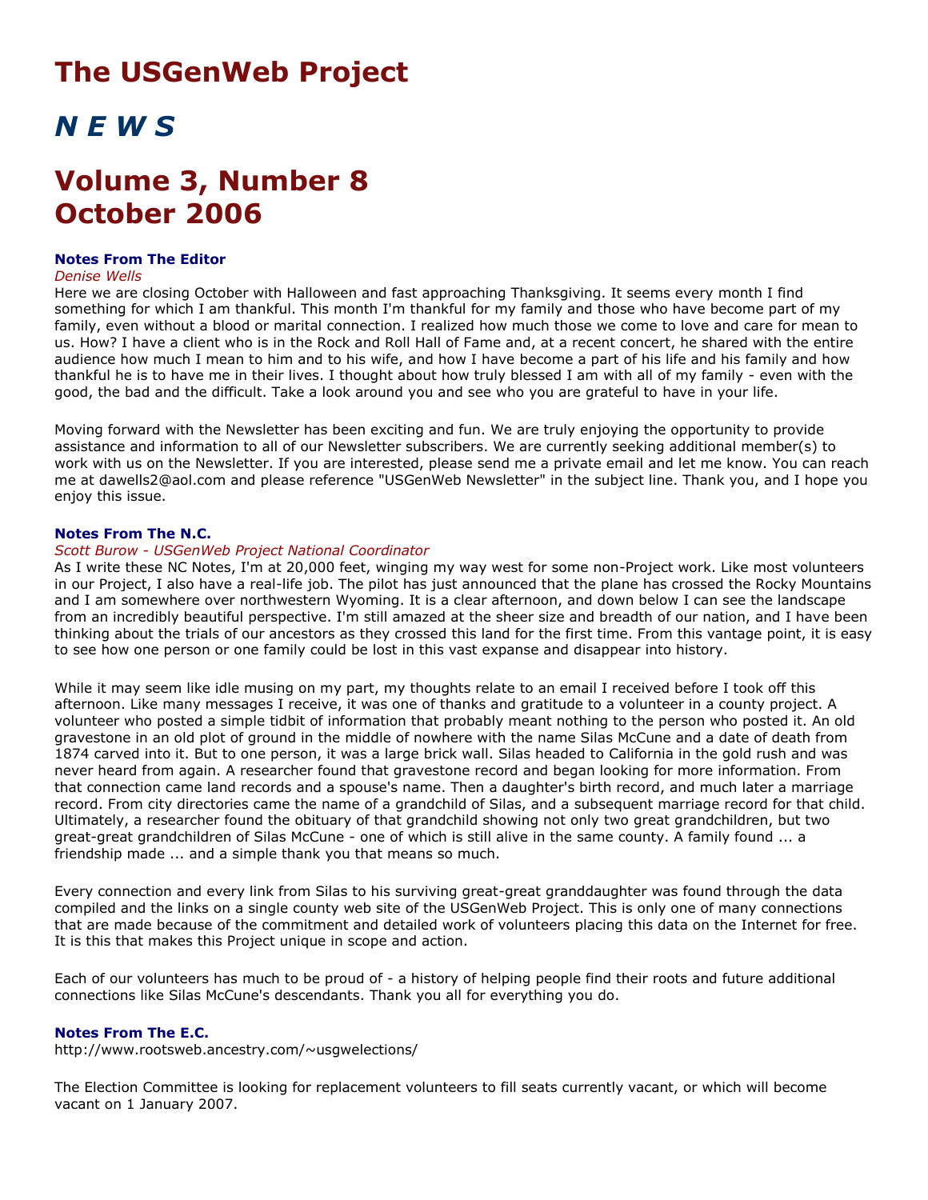# The USGenWeb Project

# *N E W S*

# Volume 3, Number 8
# October 2006

### Notes From The Editor

*Denise Wells*

Here we are closing October with Halloween and fast approaching Thanksgiving. It seems every month I find something for which I am thankful. This month I'm thankful for my family and those who have become part of my family, even without a blood or marital connection. I realized how much those we come to love and care for mean to us. How? I have a client who is in the Rock and Roll Hall of Fame and, at a recent concert, he shared with the entire audience how much I mean to him and to his wife, and how I have become a part of his life and his family and how thankful he is to have me in their lives. I thought about how truly blessed I am with all of my family - even with the good, the bad and the difficult. Take a look around you and see who you are grateful to have in your life.

Moving forward with the Newsletter has been exciting and fun. We are truly enjoying the opportunity to provide assistance and information to all of our Newsletter subscribers. We are currently seeking additional member(s) to work with us on the Newsletter. If you are interested, please send me a private email and let me know. You can reach me at dawells2@aol.com and please reference "USGenWeb Newsletter" in the subject line. Thank you, and I hope you enjoy this issue.

### Notes From The N.C.

*Scott Burow - USGenWeb Project National Coordinator*

As I write these NC Notes, I'm at 20,000 feet, winging my way west for some non-Project work. Like most volunteers in our Project, I also have a real-life job. The pilot has just announced that the plane has crossed the Rocky Mountains and I am somewhere over northwestern Wyoming. It is a clear afternoon, and down below I can see the landscape from an incredibly beautiful perspective. I'm still amazed at the sheer size and breadth of our nation, and I have been thinking about the trials of our ancestors as they crossed this land for the first time. From this vantage point, it is easy to see how one person or one family could be lost in this vast expanse and disappear into history.

While it may seem like idle musing on my part, my thoughts relate to an email I received before I took off this afternoon. Like many messages I receive, it was one of thanks and gratitude to a volunteer in a county project. A volunteer who posted a simple tidbit of information that probably meant nothing to the person who posted it. An old gravestone in an old plot of ground in the middle of nowhere with the name Silas McCune and a date of death from 1874 carved into it. But to one person, it was a large brick wall. Silas headed to California in the gold rush and was never heard from again. A researcher found that gravestone record and began looking for more information. From that connection came land records and a spouse's name. Then a daughter's birth record, and much later a marriage record. From city directories came the name of a grandchild of Silas, and a subsequent marriage record for that child. Ultimately, a researcher found the obituary of that grandchild showing not only two great grandchildren, but two great-great grandchildren of Silas McCune - one of which is still alive in the same county. A family found ... a friendship made ... and a simple thank you that means so much.

Every connection and every link from Silas to his surviving great-great granddaughter was found through the data compiled and the links on a single county web site of the USGenWeb Project. This is only one of many connections that are made because of the commitment and detailed work of volunteers placing this data on the Internet for free. It is this that makes this Project unique in scope and action.

Each of our volunteers has much to be proud of - a history of helping people find their roots and future additional connections like Silas McCune's descendants. Thank you all for everything you do.

### Notes From The E.C.

http://www.rootsweb.ancestry.com/~usgwelections/

The Election Committee is looking for replacement volunteers to fill seats currently vacant, or which will become vacant on 1 January 2007.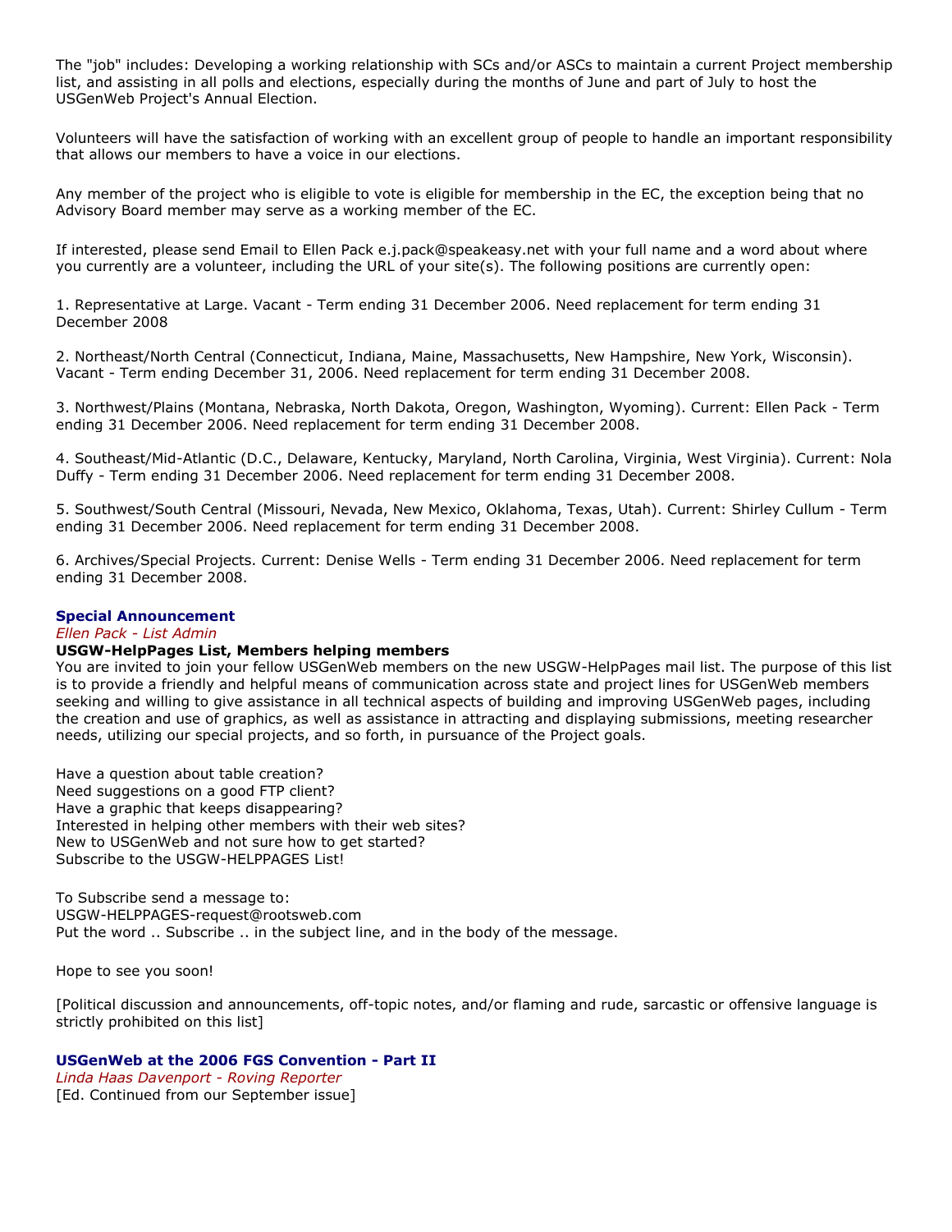The "job" includes: Developing a working relationship with SCs and/or ASCs to maintain a current Project membership list, and assisting in all polls and elections, especially during the months of June and part of July to host the USGenWeb Project's Annual Election.

Volunteers will have the satisfaction of working with an excellent group of people to handle an important responsibility that allows our members to have a voice in our elections.

Any member of the project who is eligible to vote is eligible for membership in the EC, the exception being that no Advisory Board member may serve as a working member of the EC.

If interested, please send Email to Ellen Pack e.j.pack@speakeasy.net with your full name and a word about where you currently are a volunteer, including the URL of your site(s). The following positions are currently open:

1. Representative at Large. Vacant - Term ending 31 December 2006. Need replacement for term ending 31 December 2008

2. Northeast/North Central (Connecticut, Indiana, Maine, Massachusetts, New Hampshire, New York, Wisconsin). Vacant - Term ending December 31, 2006. Need replacement for term ending 31 December 2008.

3. Northwest/Plains (Montana, Nebraska, North Dakota, Oregon, Washington, Wyoming). Current: Ellen Pack - Term ending 31 December 2006. Need replacement for term ending 31 December 2008.

4. Southeast/Mid-Atlantic (D.C., Delaware, Kentucky, Maryland, North Carolina, Virginia, West Virginia). Current: Nola Duffy - Term ending 31 December 2006. Need replacement for term ending 31 December 2008.

5. Southwest/South Central (Missouri, Nevada, New Mexico, Oklahoma, Texas, Utah). Current: Shirley Cullum - Term ending 31 December 2006. Need replacement for term ending 31 December 2008.

6. Archives/Special Projects. Current: Denise Wells - Term ending 31 December 2006. Need replacement for term ending 31 December 2008.

### Special Announcement

*Ellen Pack - List Admin*

**USGW-HelpPages List, Members helping members**

You are invited to join your fellow USGenWeb members on the new USGW-HelpPages mail list. The purpose of this list is to provide a friendly and helpful means of communication across state and project lines for USGenWeb members seeking and willing to give assistance in all technical aspects of building and improving USGenWeb pages, including the creation and use of graphics, as well as assistance in attracting and displaying submissions, meeting researcher needs, utilizing our special projects, and so forth, in pursuance of the Project goals.

Have a question about table creation?
Need suggestions on a good FTP client?
Have a graphic that keeps disappearing?
Interested in helping other members with their web sites?
New to USGenWeb and not sure how to get started?
Subscribe to the USGW-HELPPAGES List!

To Subscribe send a message to:
USGW-HELPPAGES-request@rootsweb.com
Put the word .. Subscribe .. in the subject line, and in the body of the message.

Hope to see you soon!

[Political discussion and announcements, off-topic notes, and/or flaming and rude, sarcastic or offensive language is strictly prohibited on this list]

### USGenWeb at the 2006 FGS Convention - Part II

*Linda Haas Davenport - Roving Reporter*

[Ed. Continued from our September issue]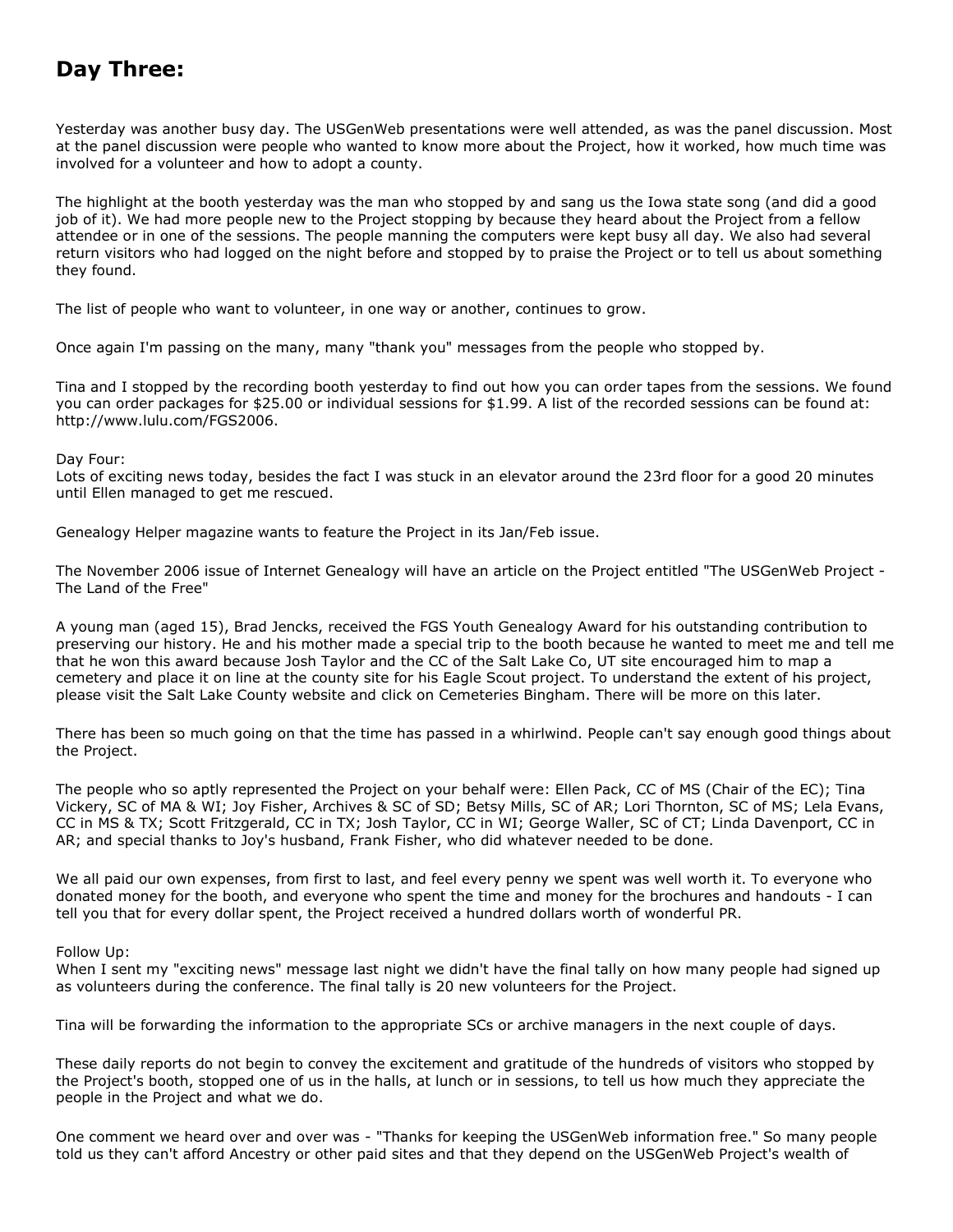## Day Three:

Yesterday was another busy day. The USGenWeb presentations were well attended, as was the panel discussion. Most at the panel discussion were people who wanted to know more about the Project, how it worked, how much time was involved for a volunteer and how to adopt a county.

The highlight at the booth yesterday was the man who stopped by and sang us the Iowa state song (and did a good job of it). We had more people new to the Project stopping by because they heard about the Project from a fellow attendee or in one of the sessions. The people manning the computers were kept busy all day. We also had several return visitors who had logged on the night before and stopped by to praise the Project or to tell us about something they found.

The list of people who want to volunteer, in one way or another, continues to grow.

Once again I'm passing on the many, many "thank you" messages from the people who stopped by.

Tina and I stopped by the recording booth yesterday to find out how you can order tapes from the sessions. We found you can order packages for $25.00 or individual sessions for $1.99. A list of the recorded sessions can be found at: http://www.lulu.com/FGS2006.

Day Four:
Lots of exciting news today, besides the fact I was stuck in an elevator around the 23rd floor for a good 20 minutes until Ellen managed to get me rescued.

Genealogy Helper magazine wants to feature the Project in its Jan/Feb issue.

The November 2006 issue of Internet Genealogy will have an article on the Project entitled "The USGenWeb Project - The Land of the Free"

A young man (aged 15), Brad Jencks, received the FGS Youth Genealogy Award for his outstanding contribution to preserving our history. He and his mother made a special trip to the booth because he wanted to meet me and tell me that he won this award because Josh Taylor and the CC of the Salt Lake Co, UT site encouraged him to map a cemetery and place it on line at the county site for his Eagle Scout project. To understand the extent of his project, please visit the Salt Lake County website and click on Cemeteries Bingham. There will be more on this later.

There has been so much going on that the time has passed in a whirlwind. People can't say enough good things about the Project.

The people who so aptly represented the Project on your behalf were: Ellen Pack, CC of MS (Chair of the EC); Tina Vickery, SC of MA & WI; Joy Fisher, Archives & SC of SD; Betsy Mills, SC of AR; Lori Thornton, SC of MS; Lela Evans, CC in MS & TX; Scott Fritzgerald, CC in TX; Josh Taylor, CC in WI; George Waller, SC of CT; Linda Davenport, CC in AR; and special thanks to Joy's husband, Frank Fisher, who did whatever needed to be done.

We all paid our own expenses, from first to last, and feel every penny we spent was well worth it. To everyone who donated money for the booth, and everyone who spent the time and money for the brochures and handouts - I can tell you that for every dollar spent, the Project received a hundred dollars worth of wonderful PR.

Follow Up:
When I sent my "exciting news" message last night we didn't have the final tally on how many people had signed up as volunteers during the conference. The final tally is 20 new volunteers for the Project.

Tina will be forwarding the information to the appropriate SCs or archive managers in the next couple of days.

These daily reports do not begin to convey the excitement and gratitude of the hundreds of visitors who stopped by the Project's booth, stopped one of us in the halls, at lunch or in sessions, to tell us how much they appreciate the people in the Project and what we do.

One comment we heard over and over was - "Thanks for keeping the USGenWeb information free." So many people told us they can't afford Ancestry or other paid sites and that they depend on the USGenWeb Project's wealth of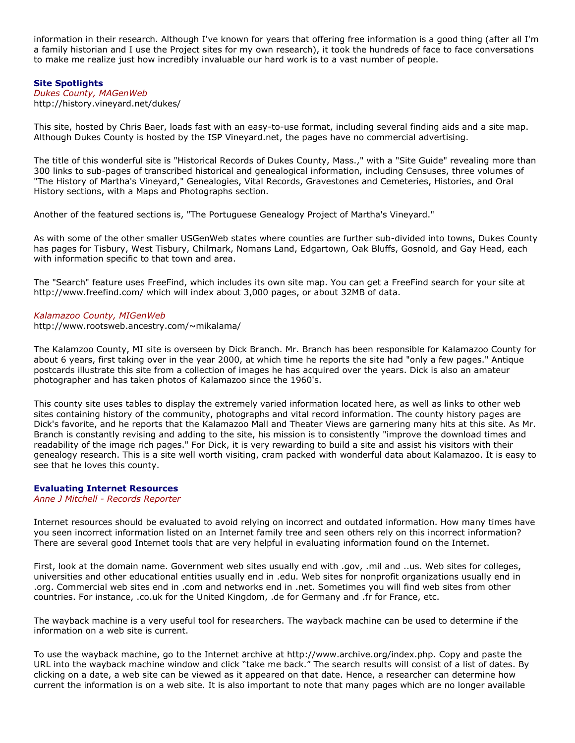information in their research. Although I've known for years that offering free information is a good thing (after all I'm a family historian and I use the Project sites for my own research), it took the hundreds of face to face conversations to make me realize just how incredibly invaluable our hard work is to a vast number of people.

### Site Spotlights

*Dukes County, MAGenWeb*
http://history.vineyard.net/dukes/

This site, hosted by Chris Baer, loads fast with an easy-to-use format, including several finding aids and a site map. Although Dukes County is hosted by the ISP Vineyard.net, the pages have no commercial advertising.

The title of this wonderful site is "Historical Records of Dukes County, Mass.," with a "Site Guide" revealing more than 300 links to sub-pages of transcribed historical and genealogical information, including Censuses, three volumes of "The History of Martha's Vineyard," Genealogies, Vital Records, Gravestones and Cemeteries, Histories, and Oral History sections, with a Maps and Photographs section.

Another of the featured sections is, "The Portuguese Genealogy Project of Martha's Vineyard."

As with some of the other smaller USGenWeb states where counties are further sub-divided into towns, Dukes County has pages for Tisbury, West Tisbury, Chilmark, Nomans Land, Edgartown, Oak Bluffs, Gosnold, and Gay Head, each with information specific to that town and area.

The "Search" feature uses FreeFind, which includes its own site map. You can get a FreeFind search for your site at http://www.freefind.com/ which will index about 3,000 pages, or about 32MB of data.

*Kalamazoo County, MIGenWeb*
http://www.rootsweb.ancestry.com/~mikalama/

The Kalamzoo County, MI site is overseen by Dick Branch. Mr. Branch has been responsible for Kalamazoo County for about 6 years, first taking over in the year 2000, at which time he reports the site had "only a few pages." Antique postcards illustrate this site from a collection of images he has acquired over the years. Dick is also an amateur photographer and has taken photos of Kalamazoo since the 1960's.

This county site uses tables to display the extremely varied information located here, as well as links to other web sites containing history of the community, photographs and vital record information. The county history pages are Dick's favorite, and he reports that the Kalamazoo Mall and Theater Views are garnering many hits at this site. As Mr. Branch is constantly revising and adding to the site, his mission is to consistently "improve the download times and readability of the image rich pages." For Dick, it is very rewarding to build a site and assist his visitors with their genealogy research. This is a site well worth visiting, cram packed with wonderful data about Kalamazoo. It is easy to see that he loves this county.

### Evaluating Internet Resources

*Anne J Mitchell - Records Reporter*

Internet resources should be evaluated to avoid relying on incorrect and outdated information. How many times have you seen incorrect information listed on an Internet family tree and seen others rely on this incorrect information? There are several good Internet tools that are very helpful in evaluating information found on the Internet.

First, look at the domain name. Government web sites usually end with .gov, .mil and ..us. Web sites for colleges, universities and other educational entities usually end in .edu. Web sites for nonprofit organizations usually end in .org. Commercial web sites end in .com and networks end in .net. Sometimes you will find web sites from other countries. For instance, .co.uk for the United Kingdom, .de for Germany and .fr for France, etc.

The wayback machine is a very useful tool for researchers. The wayback machine can be used to determine if the information on a web site is current.

To use the wayback machine, go to the Internet archive at http://www.archive.org/index.php. Copy and paste the URL into the wayback machine window and click "take me back." The search results will consist of a list of dates. By clicking on a date, a web site can be viewed as it appeared on that date. Hence, a researcher can determine how current the information is on a web site. It is also important to note that many pages which are no longer available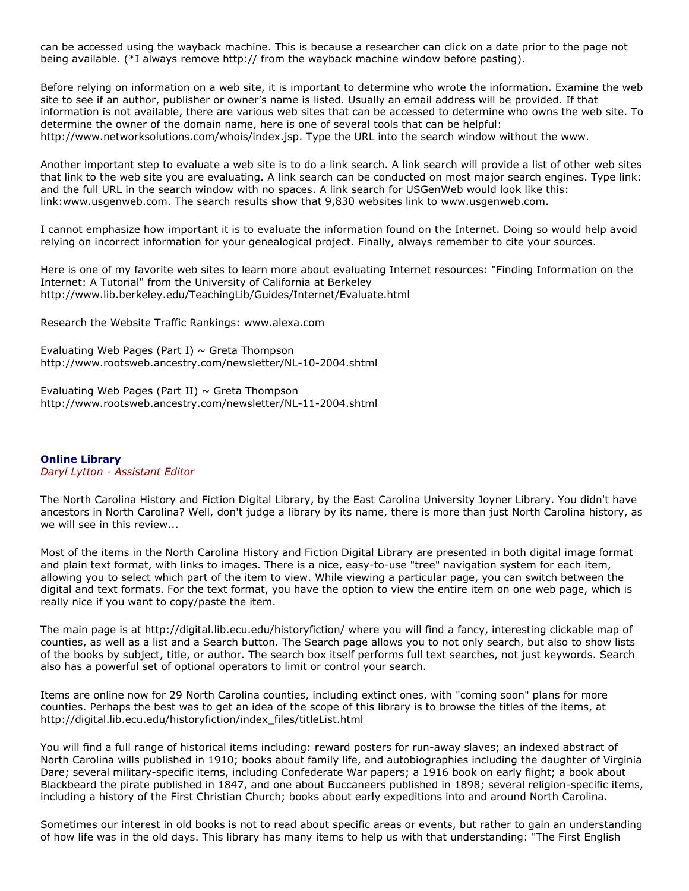can be accessed using the wayback machine. This is because a researcher can click on a date prior to the page not being available. (*I always remove http:// from the wayback machine window before pasting).

Before relying on information on a web site, it is important to determine who wrote the information. Examine the web site to see if an author, publisher or owner's name is listed. Usually an email address will be provided. If that information is not available, there are various web sites that can be accessed to determine who owns the web site. To determine the owner of the domain name, here is one of several tools that can be helpful: http://www.networksolutions.com/whois/index.jsp. Type the URL into the search window without the www.

Another important step to evaluate a web site is to do a link search. A link search will provide a list of other web sites that link to the web site you are evaluating. A link search can be conducted on most major search engines. Type link: and the full URL in the search window with no spaces. A link search for USGenWeb would look like this: link:www.usgenweb.com. The search results show that 9,830 websites link to www.usgenweb.com.

I cannot emphasize how important it is to evaluate the information found on the Internet. Doing so would help avoid relying on incorrect information for your genealogical project. Finally, always remember to cite your sources.

Here is one of my favorite web sites to learn more about evaluating Internet resources: "Finding Information on the Internet: A Tutorial" from the University of California at Berkeley http://www.lib.berkeley.edu/TeachingLib/Guides/Internet/Evaluate.html

Research the Website Traffic Rankings: www.alexa.com

Evaluating Web Pages (Part I) ~ Greta Thompson
http://www.rootsweb.ancestry.com/newsletter/NL-10-2004.shtml

Evaluating Web Pages (Part II) ~ Greta Thompson
http://www.rootsweb.ancestry.com/newsletter/NL-11-2004.shtml

## Online Library

*Daryl Lytton - Assistant Editor*

The North Carolina History and Fiction Digital Library, by the East Carolina University Joyner Library. You didn't have ancestors in North Carolina? Well, don't judge a library by its name, there is more than just North Carolina history, as we will see in this review...

Most of the items in the North Carolina History and Fiction Digital Library are presented in both digital image format and plain text format, with links to images. There is a nice, easy-to-use "tree" navigation system for each item, allowing you to select which part of the item to view. While viewing a particular page, you can switch between the digital and text formats. For the text format, you have the option to view the entire item on one web page, which is really nice if you want to copy/paste the item.

The main page is at http://digital.lib.ecu.edu/historyfiction/ where you will find a fancy, interesting clickable map of counties, as well as a list and a Search button. The Search page allows you to not only search, but also to show lists of the books by subject, title, or author. The search box itself performs full text searches, not just keywords. Search also has a powerful set of optional operators to limit or control your search.

Items are online now for 29 North Carolina counties, including extinct ones, with "coming soon" plans for more counties. Perhaps the best was to get an idea of the scope of this library is to browse the titles of the items, at http://digital.lib.ecu.edu/historyfiction/index_files/titleList.html

You will find a full range of historical items including: reward posters for run-away slaves; an indexed abstract of North Carolina wills published in 1910; books about family life, and autobiographies including the daughter of Virginia Dare; several military-specific items, including Confederate War papers; a 1916 book on early flight; a book about Blackbeard the pirate published in 1847, and one about Buccaneers published in 1898; several religion-specific items, including a history of the First Christian Church; books about early expeditions into and around North Carolina.

Sometimes our interest in old books is not to read about specific areas or events, but rather to gain an understanding of how life was in the old days. This library has many items to help us with that understanding: "The First English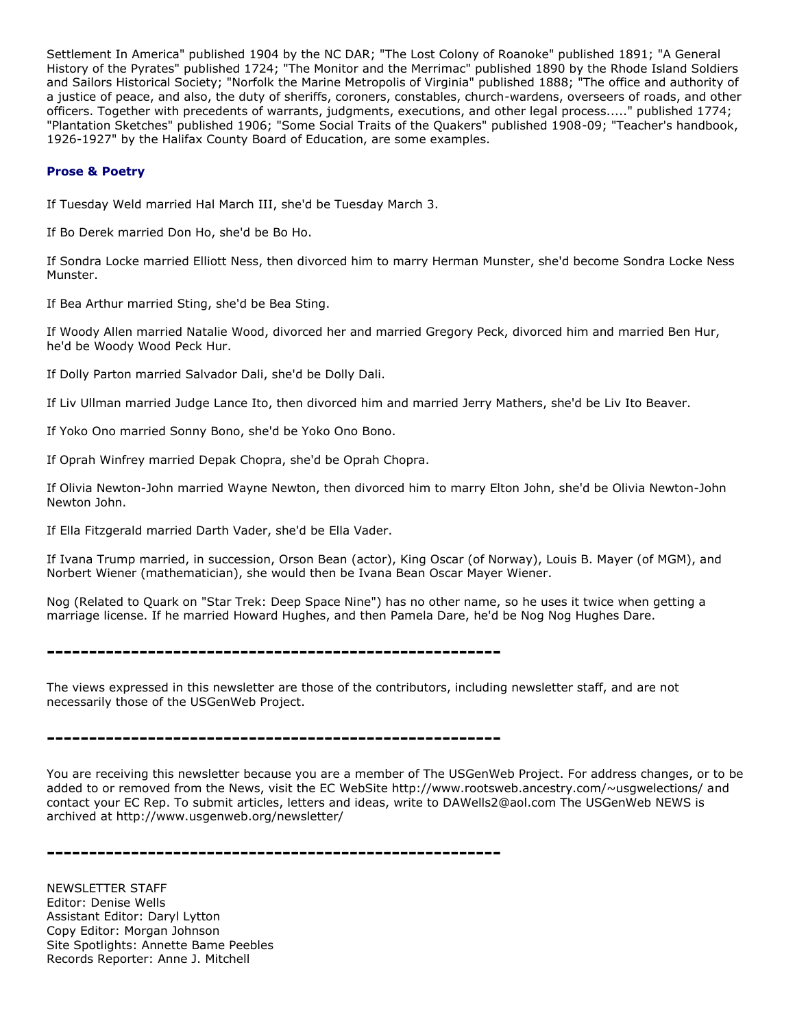Settlement In America" published 1904 by the NC DAR; "The Lost Colony of Roanoke" published 1891; "A General History of the Pyrates" published 1724; "The Monitor and the Merrimac" published 1890 by the Rhode Island Soldiers and Sailors Historical Society; "Norfolk the Marine Metropolis of Virginia" published 1888; "The office and authority of a justice of peace, and also, the duty of sheriffs, coroners, constables, church-wardens, overseers of roads, and other officers. Together with precedents of warrants, judgments, executions, and other legal process....." published 1774; "Plantation Sketches" published 1906; "Some Social Traits of the Quakers" published 1908-09; "Teacher's handbook, 1926-1927" by the Halifax County Board of Education, are some examples.

### Prose & Poetry

If Tuesday Weld married Hal March III, she'd be Tuesday March 3.

If Bo Derek married Don Ho, she'd be Bo Ho.

If Sondra Locke married Elliott Ness, then divorced him to marry Herman Munster, she'd become Sondra Locke Ness Munster.

If Bea Arthur married Sting, she'd be Bea Sting.

If Woody Allen married Natalie Wood, divorced her and married Gregory Peck, divorced him and married Ben Hur, he'd be Woody Wood Peck Hur.

If Dolly Parton married Salvador Dali, she'd be Dolly Dali.

If Liv Ullman married Judge Lance Ito, then divorced him and married Jerry Mathers, she'd be Liv Ito Beaver.

If Yoko Ono married Sonny Bono, she'd be Yoko Ono Bono.

If Oprah Winfrey married Depak Chopra, she'd be Oprah Chopra.

If Olivia Newton-John married Wayne Newton, then divorced him to marry Elton John, she'd be Olivia Newton-John Newton John.

If Ella Fitzgerald married Darth Vader, she'd be Ella Vader.

If Ivana Trump married, in succession, Orson Bean (actor), King Oscar (of Norway), Louis B. Mayer (of MGM), and Norbert Wiener (mathematician), she would then be Ivana Bean Oscar Mayer Wiener.

Nog (Related to Quark on "Star Trek: Deep Space Nine") has no other name, so he uses it twice when getting a marriage license. If he married Howard Hughes, and then Pamela Dare, he'd be Nog Nog Hughes Dare.

---

The views expressed in this newsletter are those of the contributors, including newsletter staff, and are not necessarily those of the USGenWeb Project.

---

You are receiving this newsletter because you are a member of The USGenWeb Project. For address changes, or to be added to or removed from the News, visit the EC WebSite http://www.rootsweb.ancestry.com/~usgwelections/ and contact your EC Rep. To submit articles, letters and ideas, write to DAWells2@aol.com The USGenWeb NEWS is archived at http://www.usgenweb.org/newsletter/

---

NEWSLETTER STAFF
Editor: Denise Wells
Assistant Editor: Daryl Lytton
Copy Editor: Morgan Johnson
Site Spotlights: Annette Bame Peebles
Records Reporter: Anne J. Mitchell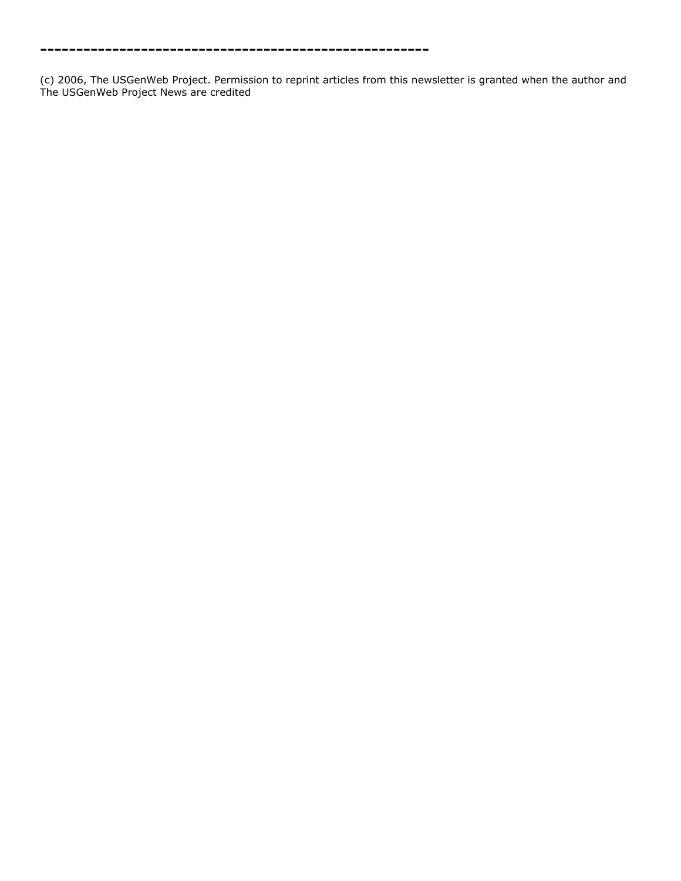----------------------------------------------------

(c) 2006, The USGenWeb Project. Permission to reprint articles from this newsletter is granted when the author and The USGenWeb Project News are credited